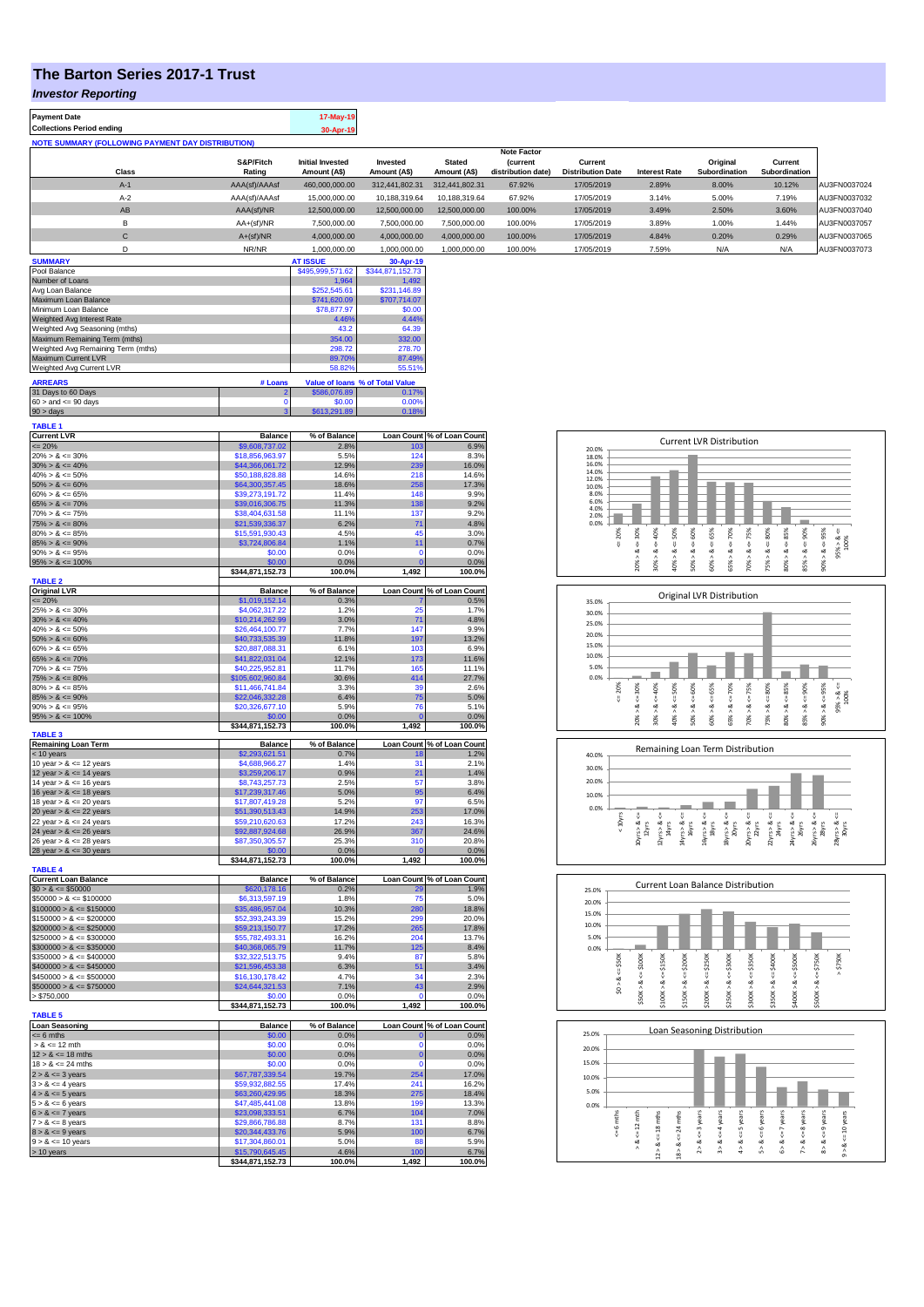# The Barton Series 2017-1 Trust

## *Investor Reporting*

| Payment Date | 17-May-19 |
|---|---|
| Collections Period ending | 30-Apr-19 |

**NOTE SUMMARY (FOLLOWING PAYMENT DAY DISTRIBUTION)**

| Class | S&P/Fitch Rating | Initial Invested Amount (A$) | Invested Amount (A$) | Stated Amount (A$) | Note Factor (current distribution date) | Current Distribution Date | Interest Rate | Original Subordination | Current Subordination | |
|---|---|---|---|---|---|---|---|---|---|---|
| A-1 | AAA(sf)/AAAsf | 460,000,000.00 | 312,441,802.31 | 312,441,802.31 | 67.92% | 17/05/2019 | 2.89% | 8.00% | 10.12% | AU3FN0037024 |
| A-2 | AAA(sf)/AAAsf | 15,000,000.00 | 10,188,319.64 | 10,188,319.64 | 67.92% | 17/05/2019 | 3.14% | 5.00% | 7.19% | AU3FN0037032 |
| AB | AAA(sf)/NR | 12,500,000.00 | 12,500,000.00 | 12,500,000.00 | 100.00% | 17/05/2019 | 3.49% | 2.50% | 3.60% | AU3FN0037040 |
| B | AA+(sf)/NR | 7,500,000.00 | 7,500,000.00 | 7,500,000.00 | 100.00% | 17/05/2019 | 3.89% | 1.00% | 1.44% | AU3FN0037057 |
| C | A+(sf)/NR | 4,000,000.00 | 4,000,000.00 | 4,000,000.00 | 100.00% | 17/05/2019 | 4.84% | 0.20% | 0.29% | AU3FN0037065 |
| D | NR/NR | 1,000,000.00 | 1,000,000.00 | 1,000,000.00 | 100.00% | 17/05/2019 | 7.59% | N/A | N/A | AU3FN0037073 |

| SUMMARY | AT ISSUE | 30-Apr-19 |
|---|---|---|
| Pool Balance | $495,999,571.62 | $344,871,152.73 |
| Number of Loans | 1,964 | 1,492 |
| Avg Loan Balance | $252,545.61 | $231,146.89 |
| Maximum Loan Balance | $741,620.09 | $707,714.07 |
| Minimum Loan Balance | $78,877.97 | $0.00 |
| Weighted Avg Interest Rate | 4.46% | 4.44% |
| Weighted Avg Seasoning (mths) | 43.2 | 64.39 |
| Maximum Remaining Term (mths) | 354.00 | 332.00 |
| Weighted Avg Remaining Term (mths) | 298.72 | 278.70 |
| Maximum Current LVR | 89.70% | 87.49% |
| Weighted Avg Current LVR | 58.82% | 55.51% |

| ARREARS | # Loans | Value of loans | % of Total Value |
|---|---|---|---|
| 31 Days to 60 Days | 2 | $586,076.89 | 0.17% |
| 60 > and <= 90 days | 0 | $0.00 | 0.00% |
| 90 > days | 3 | $613,291.89 | 0.18% |

**TABLE 1**

| Current LVR | Balance | % of Balance | Loan Count | % of Loan Count |
|---|---|---|---|---|
| <= 20% | $9,608,737.02 | 2.8% | 103 | 6.9% |
| 20% > & <= 30% | $18,856,963.97 | 5.5% | 124 | 8.3% |
| 30% > & <= 40% | $44,366,061.72 | 12.9% | 239 | 16.0% |
| 40% > & <= 50% | $50,188,828.88 | 14.6% | 218 | 14.6% |
| 50% > & <= 60% | $64,300,357.45 | 18.6% | 258 | 17.3% |
| 60% > & <= 65% | $39,273,191.72 | 11.4% | 148 | 9.9% |
| 65% > & <= 70% | $39,016,306.75 | 11.3% | 138 | 9.2% |
| 70% > & <= 75% | $38,404,631.58 | 11.1% | 137 | 9.2% |
| 75% > & <= 80% | $21,539,336.37 | 6.2% | 71 | 4.8% |
| 80% > & <= 85% | $15,591,930.43 | 4.5% | 45 | 3.0% |
| 85% > & <= 90% | $3,724,806.84 | 1.1% | 11 | 0.7% |
| 90% > & <= 95% | $0.00 | 0.0% | 0 | 0.0% |
| 95% > & <= 100% | $0.00 | 0.0% | 0 | 0.0% |
| | $344,871,152.73 | 100.0% | 1,492 | 100.0% |

**TABLE 2**

| Original LVR | Balance | % of Balance | Loan Count | % of Loan Count |
|---|---|---|---|---|
| <= 20% | $1,019,152.14 | 0.3% | 7 | 0.5% |
| 25% > & <= 30% | $4,062,317.22 | 1.2% | 25 | 1.7% |
| 30% > & <= 40% | $10,214,262.99 | 3.0% | 71 | 4.8% |
| 40% > & <= 50% | $26,464,100.77 | 7.7% | 147 | 9.9% |
| 50% > & <= 60% | $40,733,535.39 | 11.8% | 197 | 13.2% |
| 60% > & <= 65% | $20,887,088.31 | 6.1% | 103 | 6.9% |
| 65% > & <= 70% | $41,822,031.04 | 12.1% | 173 | 11.6% |
| 70% > & <= 75% | $40,225,952.81 | 11.7% | 165 | 11.1% |
| 75% > & <= 80% | $105,602,960.84 | 30.6% | 414 | 27.7% |
| 80% > & <= 85% | $11,466,741.84 | 3.3% | 39 | 2.6% |
| 85% > & <= 90% | $22,046,332.28 | 6.4% | 75 | 5.0% |
| 90% > & <= 95% | $20,326,677.10 | 5.9% | 76 | 5.1% |
| 95% > & <= 100% | $0.00 | 0.0% | 0 | 0.0% |
| | $344,871,152.73 | 100.0% | 1,492 | 100.0% |

**TABLE 3**

| Remaining Loan Term | Balance | % of Balance | Loan Count | % of Loan Count |
|---|---|---|---|---|
| < 10 years | $2,293,621.51 | 0.7% | 18 | 1.2% |
| 10 year > & <= 12 years | $4,688,966.27 | 1.4% | 31 | 2.1% |
| 12 year > & <= 14 years | $3,259,206.17 | 0.9% | 21 | 1.4% |
| 14 year > & <= 16 years | $8,743,257.73 | 2.5% | 57 | 3.8% |
| 16 year > & <= 18 years | $17,239,317.46 | 5.0% | 95 | 6.4% |
| 18 year > & <= 20 years | $17,807,419.28 | 5.2% | 97 | 6.5% |
| 20 year > & <= 22 years | $51,390,513.43 | 14.9% | 253 | 17.0% |
| 22 year > & <= 24 years | $59,210,620.63 | 17.2% | 243 | 16.3% |
| 24 year > & <= 26 years | $92,887,924.68 | 26.9% | 367 | 24.6% |
| 26 year > & <= 28 years | $87,350,305.57 | 25.3% | 310 | 20.8% |
| 28 year > & <= 30 years | $0.00 | 0.0% | 0 | 0.0% |
| | $344,871,152.73 | 100.0% | 1,492 | 100.0% |

**TABLE 4**

| Current Loan Balance | Balance | % of Balance | Loan Count | % of Loan Count |
|---|---|---|---|---|
| $0 > & <= $50000 | $620,178.16 | 0.2% | 29 | 1.9% |
| $50000 > & <= $100000 | $6,313,597.19 | 1.8% | 75 | 5.0% |
| $100000 > & <= $150000 | $35,486,957.04 | 10.3% | 280 | 18.8% |
| $150000 > & <= $200000 | $52,393,243.39 | 15.2% | 299 | 20.0% |
| $200000 > & <= $250000 | $59,213,150.77 | 17.2% | 265 | 17.8% |
| $250000 > & <= $300000 | $55,782,493.31 | 16.2% | 204 | 13.7% |
| $300000 > & <= $350000 | $40,368,065.79 | 11.7% | 125 | 8.4% |
| $350000 > & <= $400000 | $32,322,513.75 | 9.4% | 87 | 5.8% |
| $400000 > & <= $450000 | $21,596,453.38 | 6.3% | 51 | 3.4% |
| $450000 > & <= $500000 | $16,130,178.42 | 4.7% | 34 | 2.3% |
| $500000 > & <= $750000 | $24,644,321.53 | 7.1% | 43 | 2.9% |
| > $750,000 | $0.00 | 0.0% | 0 | 0.0% |
| | $344,871,152.73 | 100.0% | 1,492 | 100.0% |

**TABLE 5**

| Loan Seasoning | Balance | % of Balance | Loan Count | % of Loan Count |
|---|---|---|---|---|
| <= 6 mths | $0.00 | 0.0% | 0 | 0.0% |
| > & <= 12 mth | $0.00 | 0.0% | 0 | 0.0% |
| 12 > & <= 18 mths | $0.00 | 0.0% | 0 | 0.0% |
| 18 > & <= 24 mths | $0.00 | 0.0% | 0 | 0.0% |
| 2 > & <= 3 years | $67,787,339.54 | 19.7% | 254 | 17.0% |
| 3 > & <= 4 years | $59,932,882.55 | 17.4% | 241 | 16.2% |
| 4 > & <= 5 years | $63,260,429.95 | 18.3% | 275 | 18.4% |
| 5 > & <= 6 years | $47,485,441.08 | 13.8% | 199 | 13.3% |
| 6 > & <= 7 years | $23,098,333.51 | 6.7% | 104 | 7.0% |
| 7 > & <= 8 years | $29,866,786.88 | 8.7% | 131 | 8.8% |
| 8 > & <= 9 years | $20,344,433.76 | 5.9% | 100 | 6.7% |
| 9 > & <= 10 years | $17,304,860.01 | 5.0% | 88 | 5.9% |
| > 10 years | $15,790,645.45 | 4.6% | 100 | 6.7% |
| | $344,871,152.73 | 100.0% | 1,492 | 100.0% |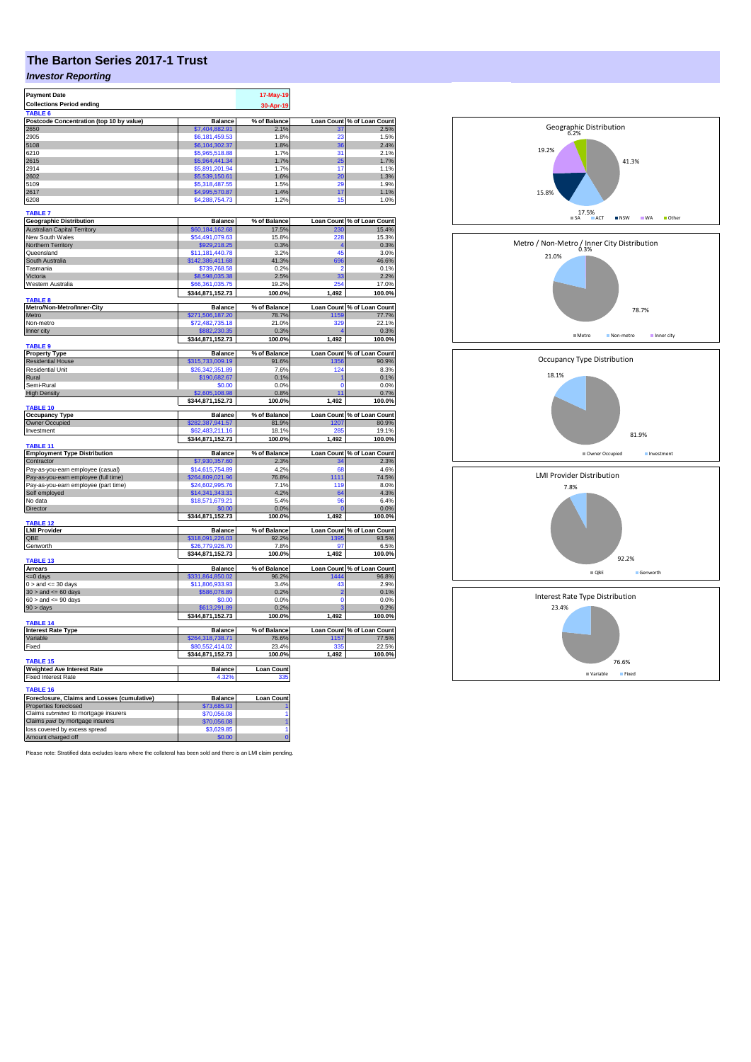# The Barton Series 2017-1 Trust

## *Investor Reporting*

| Payment Date | 17-May-19 |
|---|---|
| Collections Period ending | 30-Apr-19 |

**TABLE 6**

| Postcode Concentration (top 10 by value) | Balance | % of Balance | Loan Count | % of Loan Count |
|---|---|---|---|---|
| 2650 | $7,404,882.91 | 2.1% | 37 | 2.5% |
| 2905 | $6,181,459.53 | 1.8% | 23 | 1.5% |
| 5108 | $6,104,302.37 | 1.8% | 36 | 2.4% |
| 6210 | $5,965,518.88 | 1.7% | 31 | 2.1% |
| 2615 | $5,964,441.34 | 1.7% | 25 | 1.7% |
| 2914 | $5,891,201.94 | 1.7% | 17 | 1.1% |
| 2602 | $5,539,150.61 | 1.6% | 20 | 1.3% |
| 5109 | $5,318,487.55 | 1.5% | 29 | 1.9% |
| 2617 | $4,995,570.87 | 1.4% | 17 | 1.1% |
| 6208 | $4,288,754.73 | 1.2% | 15 | 1.0% |

**TABLE 7**

| Geographic Distribution | Balance | % of Balance | Loan Count | % of Loan Count |
|---|---|---|---|---|
| Australian Capital Territory | $60,184,162.68 | 17.5% | 230 | 15.4% |
| New South Wales | $54,491,079.63 | 15.8% | 228 | 15.3% |
| Northern Territory | $929,218.25 | 0.3% | 4 | 0.3% |
| Queensland | $11,181,440.78 | 3.2% | 45 | 3.0% |
| South Australia | $142,386,411.68 | 41.3% | 696 | 46.6% |
| Tasmania | $739,768.58 | 0.2% | 2 | 0.1% |
| Victoria | $8,598,035.38 | 2.5% | 33 | 2.2% |
| Western Australia | $66,361,035.75 | 19.2% | 254 | 17.0% |
| | $344,871,152.73 | 100.0% | 1,492 | 100.0% |

**TABLE 8**

| Metro/Non-Metro/Inner-City | Balance | % of Balance | Loan Count | % of Loan Count |
|---|---|---|---|---|
| Metro | $271,506,187.20 | 78.7% | 1159 | 77.7% |
| Non-metro | $72,482,735.18 | 21.0% | 329 | 22.1% |
| Inner city | $882,230.35 | 0.3% | 4 | 0.3% |
| | $344,871,152.73 | 100.0% | 1,492 | 100.0% |

**TABLE 9**

| Property Type | Balance | % of Balance | Loan Count | % of Loan Count |
|---|---|---|---|---|
| Residential House | $315,733,009.19 | 91.6% | 1356 | 90.9% |
| Residential Unit | $26,342,351.89 | 7.6% | 124 | 8.3% |
| Rural | $190,682.67 | 0.1% | 1 | 0.1% |
| Semi-Rural | $0.00 | 0.0% | 0 | 0.0% |
| High Density | $2,605,108.98 | 0.8% | 11 | 0.7% |
| | $344,871,152.73 | 100.0% | 1,492 | 100.0% |

**TABLE 10**

| Occupancy Type | Balance | % of Balance | Loan Count | % of Loan Count |
|---|---|---|---|---|
| Owner Occupied | $282,387,941.57 | 81.9% | 1207 | 80.9% |
| Investment | $62,483,211.16 | 18.1% | 285 | 19.1% |
| | $344,871,152.73 | 100.0% | 1,492 | 100.0% |

**TABLE 11**

| Employment Type Distribution | Balance | % of Balance | Loan Count | % of Loan Count |
|---|---|---|---|---|
| Contractor | $7,930,357.60 | 2.3% | 34 | 2.3% |
| Pay-as-you-earn employee (casual) | $14,615,754.89 | 4.2% | 68 | 4.6% |
| Pay-as-you-earn employee (full time) | $264,809,021.96 | 76.8% | 1111 | 74.5% |
| Pay-as-you-earn employee (part time) | $24,602,995.76 | 7.1% | 119 | 8.0% |
| Self employed | $14,341,343.31 | 4.2% | 64 | 4.3% |
| No data | $18,571,679.21 | 5.4% | 96 | 6.4% |
| Director | $0.00 | 0.0% | 0 | 0.0% |
| | $344,871,152.73 | 100.0% | 1,492 | 100.0% |

**TABLE 12**

| LMI Provider | Balance | % of Balance | Loan Count | % of Loan Count |
|---|---|---|---|---|
| QBE | $318,091,226.03 | 92.2% | 1395 | 93.5% |
| Genworth | $26,779,926.70 | 7.8% | 97 | 6.5% |
| | $344,871,152.73 | 100.0% | 1,492 | 100.0% |

**TABLE 13**

| Arrears | Balance | % of Balance | Loan Count | % of Loan Count |
|---|---|---|---|---|
| <=0 days | $331,864,850.02 | 96.2% | 1444 | 96.8% |
| 0 > and <= 30 days | $11,806,933.93 | 3.4% | 43 | 2.9% |
| 30 > and <= 60 days | $586,076.89 | 0.2% | 2 | 0.1% |
| 60 > and <= 90 days | $0.00 | 0.0% | 0 | 0.0% |
| 90 > days | $613,291.89 | 0.2% | 3 | 0.2% |
| | $344,871,152.73 | 100.0% | 1,492 | 100.0% |

**TABLE 14**

| Interest Rate Type | Balance | % of Balance | Loan Count | % of Loan Count |
|---|---|---|---|---|
| Variable | $264,318,738.71 | 76.6% | 1157 | 77.5% |
| Fixed | $80,552,414.02 | 23.4% | 335 | 22.5% |
| | $344,871,152.73 | 100.0% | 1,492 | 100.0% |

**TABLE 15**

| Weighted Ave Interest Rate | Balance | Loan Count |
|---|---|---|
| Fixed Interest Rate | 4.32% | 335 |

**TABLE 16**

| Foreclosure, Claims and Losses (cumulative) | Balance | Loan Count |
|---|---|---|
| Properties foreclosed | $73,685.93 | 1 |
| Claims *submitted* to mortgage insurers | $70,056.08 | 1 |
| Claims *paid* by mortgage insurers | $70,056.08 | 1 |
| loss covered by excess spread | $3,629.85 | 1 |
| Amount charged off | $0.00 | 0 |

Please note: Stratified data excludes loans where the collateral has been sold and there is an LMI claim pending.

**Geographic Distribution**: SA 41.3%, ACT 17.5%, NSW 15.8%, WA 19.2%, Other 6.2%

**Metro / Non-Metro / Inner City Distribution**: Metro 78.7%, Non-metro 21.0%, Inner city 0.3%

**Occupancy Type Distribution**: Owner Occupied 81.9%, Investment 18.1%

**LMI Provider Distribution**: QBE 92.2%, Genworth 7.8%

**Interest Rate Type Distribution**: Variable 76.6%, Fixed 23.4%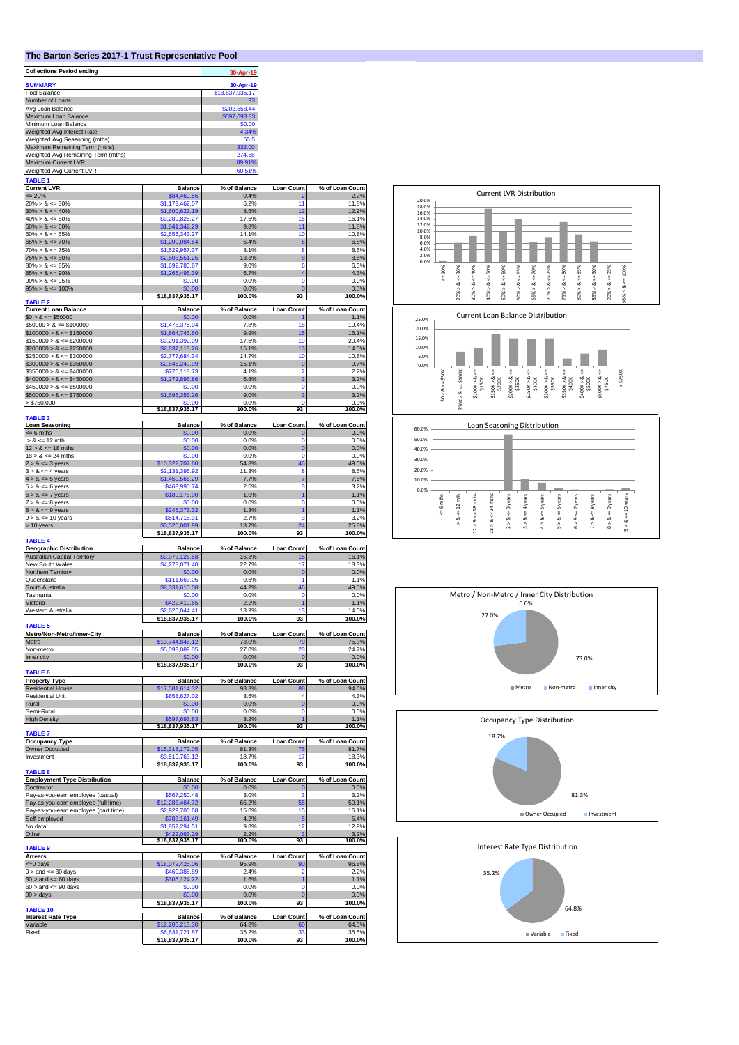# The Barton Series 2017-1 Trust Representative Pool

| Collections Period ending | 30-Apr-19 |
|---|---|

| SUMMARY | 30-Apr-19 |
|---|---|
| Pool Balance | $18,837,935.17 |
| Number of Loans | 93 |
| Avg Loan Balance | $202,558.44 |
| Maximum Loan Balance | $597,693.83 |
| Minimum Loan Balance | $0.00 |
| Weighted Avg Interest Rate | 4.34% |
| Weighted Avg Seasoning (mths) | 60.5 |
| Maximum Remaining Term (mths) | 332.00 |
| Weighted Avg Remaining Term (mths) | 274.58 |
| Maximum Current LVR | 89.91% |
| Weighted Avg Current LVR | 60.51% |

**TABLE 1**

| Current LVR | Balance | % of Balance | Loan Count | % of Loan Count |
|---|---|---|---|---|
| <= 20% | $84,469.56 | 0.4% | 2 | 2.2% |
| 20% > & <= 30% | $1,173,462.07 | 6.2% | 11 | 11.8% |
| 30% > & <= 40% | $1,600,622.19 | 8.5% | 12 | 12.9% |
| 40% > & <= 50% | $3,289,825.27 | 17.5% | 15 | 16.1% |
| 50% > & <= 60% | $1,841,342.29 | 9.8% | 11 | 11.8% |
| 60% > & <= 65% | $2,656,343.27 | 14.1% | 10 | 10.8% |
| 65% > & <= 70% | $1,200,084.64 | 6.4% | 6 | 6.5% |
| 70% > & <= 75% | $1,529,957.37 | 8.1% | 8 | 8.6% |
| 75% > & <= 80% | $2,503,551.25 | 13.3% | 8 | 8.6% |
| 80% > & <= 85% | $1,692,780.87 | 9.0% | 6 | 6.5% |
| 85% > & <= 90% | $1,265,496.39 | 6.7% | 4 | 4.3% |
| 90% > & <= 95% | $0.00 | 0.0% | 0 | 0.0% |
| 95% > & <= 100% | $0.00 | 0.0% | 0 | 0.0% |
| | $18,837,935.17 | 100.0% | 93 | 100.0% |

**TABLE 2**

| Current Loan Balance | Balance | % of Balance | Loan Count | % of Loan Count |
|---|---|---|---|---|
| $0 > & <= $50000 | $0.00 | 0.0% | 1 | 1.1% |
| $50000 > & <= $100000 | $1,478,375.04 | 7.8% | 18 | 19.4% |
| $100000 > & <= $150000 | $1,864,746.60 | 9.9% | 15 | 16.1% |
| $150000 > & <= $200000 | $3,291,392.09 | 17.5% | 19 | 20.4% |
| $200000 > & <= $250000 | $2,837,118.26 | 15.1% | 13 | 14.0% |
| $250000 > & <= $300000 | $2,777,684.34 | 14.7% | 10 | 10.8% |
| $300000 > & <= $350000 | $2,845,249.99 | 15.1% | 9 | 9.7% |
| $350000 > & <= $400000 | $775,118.73 | 4.1% | 2 | 2.2% |
| $400000 > & <= $450000 | $1,272,896.86 | 6.8% | 3 | 3.2% |
| $450000 > & <= $500000 | $0.00 | 0.0% | 0 | 0.0% |
| $500000 > & <= $750000 | $1,695,353.26 | 9.0% | 3 | 3.2% |
| > $750,000 | $0.00 | 0.0% | 0 | 0.0% |
| | $18,837,935.17 | 100.0% | 93 | 100.0% |

**TABLE 3**

| Loan Seasoning | Balance | % of Balance | Loan Count | % of Loan Count |
|---|---|---|---|---|
| <= 6 mths | $0.00 | 0.0% | 0 | 0.0% |
| > & <= 12 mth | $0.00 | 0.0% | 0 | 0.0% |
| 12 > & <= 18 mths | $0.00 | 0.0% | 0 | 0.0% |
| 18 > & <= 24 mths | $0.00 | 0.0% | 0 | 0.0% |
| 2 > & <= 3 years | $10,322,707.60 | 54.8% | 46 | 49.5% |
| 3 > & <= 4 years | $2,131,396.92 | 11.3% | 8 | 8.6% |
| 4 > & <= 5 years | $1,450,565.29 | 7.7% | 7 | 7.5% |
| 5 > & <= 6 years | $463,995.74 | 2.5% | 3 | 3.2% |
| 6 > & <= 7 years | $189,178.00 | 1.0% | 1 | 1.1% |
| 7 > & <= 8 years | $0.00 | 0.0% | 0 | 0.0% |
| 8 > & <= 9 years | $245,373.32 | 1.3% | 1 | 1.1% |
| 9 > & <= 10 years | $514,716.31 | 2.7% | 3 | 3.2% |
| > 10 years | $3,520,001.99 | 18.7% | 24 | 25.8% |
| | $18,837,935.17 | 100.0% | 93 | 100.0% |

**TABLE 4**

| Geographic Distribution | Balance | % of Balance | Loan Count | % of Loan Count |
|---|---|---|---|---|
| Australian Capital Territory | $3,073,126.58 | 16.3% | 15 | 16.1% |
| New South Wales | $4,273,071.40 | 22.7% | 17 | 18.3% |
| Northern Territory | $0.00 | 0.0% | 0 | 0.0% |
| Queensland | $111,663.05 | 0.6% | 1 | 1.1% |
| South Australia | $8,331,610.08 | 44.2% | 46 | 49.5% |
| Tasmania | $0.00 | 0.0% | 0 | 0.0% |
| Victoria | $422,419.65 | 2.2% | 1 | 1.1% |
| Western Australia | $2,626,044.41 | 13.9% | 13 | 14.0% |
| | $18,837,935.17 | 100.0% | 93 | 100.0% |

**TABLE 5**

| Metro/Non-Metro/Inner-City | Balance | % of Balance | Loan Count | % of Loan Count |
|---|---|---|---|---|
| Metro | $13,744,846.12 | 73.0% | 70 | 75.3% |
| Non-metro | $5,093,089.05 | 27.0% | 23 | 24.7% |
| Inner city | $0.00 | 0.0% | 0 | 0.0% |
| | $18,837,935.17 | 100.0% | 93 | 100.0% |

**TABLE 6**

| Property Type | Balance | % of Balance | Loan Count | % of Loan Count |
|---|---|---|---|---|
| Residential House | $17,581,614.32 | 93.3% | 88 | 94.6% |
| Residential Unit | $658,627.02 | 3.5% | 4 | 4.3% |
| Rural | $0.00 | 0.0% | 0 | 0.0% |
| Semi-Rural | $0.00 | 0.0% | 0 | 0.0% |
| High Density | $597,693.83 | 3.2% | 1 | 1.1% |
| | $18,837,935.17 | 100.0% | 93 | 100.0% |

**TABLE 7**

| Occupancy Type | Balance | % of Balance | Loan Count | % of Loan Count |
|---|---|---|---|---|
| Owner Occupied | $15,318,172.05 | 81.3% | 76 | 81.7% |
| Investment | $3,519,763.12 | 18.7% | 17 | 18.3% |
| | $18,837,935.17 | 100.0% | 93 | 100.0% |

**TABLE 8**

| Employment Type Distribution | Balance | % of Balance | Loan Count | % of Loan Count |
|---|---|---|---|---|
| Contractor | $0.00 | 0.0% | 0 | 0.0% |
| Pay-as-you-earn employee (casual) | $567,250.48 | 3.0% | 3 | 3.2% |
| Pay-as-you-earn employee (full time) | $12,283,464.72 | 65.2% | 55 | 59.1% |
| Pay-as-you-earn employee (part time) | $2,929,700.68 | 15.6% | 15 | 16.1% |
| Self employed | $783,161.49 | 4.2% | 5 | 5.4% |
| No data | $1,852,294.51 | 9.8% | 12 | 12.9% |
| Other | $422,063.29 | 2.2% | 3 | 3.2% |
| | $18,837,935.17 | 100.0% | 93 | 100.0% |

**TABLE 9**

| Arrears | Balance | % of Balance | Loan Count | % of Loan Count |
|---|---|---|---|---|
| <=0 days | $18,072,425.06 | 95.9% | 90 | 96.8% |
| 0 > and <= 30 days | $460,385.89 | 2.4% | 2 | 2.2% |
| 30 > and <= 60 days | $305,124.22 | 1.6% | 1 | 1.1% |
| 60 > and <= 90 days | $0.00 | 0.0% | 0 | 0.0% |
| 90 > days | $0.00 | 0.0% | 0 | 0.0% |
| | $18,837,935.17 | 100.0% | 93 | 100.0% |

**TABLE 10**

| Interest Rate Type | Balance | % of Balance | Loan Count | % of Loan Count |
|---|---|---|---|---|
| Variable | $12,206,213.30 | 64.8% | 60 | 64.5% |
| Fixed | $6,631,721.87 | 35.2% | 33 | 35.5% |
| | $18,837,935.17 | 100.0% | 93 | 100.0% |

Current LVR Distribution
20.0% 18.0% 16.0% 14.0% 12.0% 10.0% 8.0% 6.0% 4.0% 2.0% 0.0%
<= 20% 20% > & <= 30% 30% > & <= 40% 40% > & <= 50% 50% > & <= 60% 60% > & <= 65% 65% > & <= 70% 70% > & <= 75% 75% > & <= 80% 80% > & <= 85% 85% > & <= 90% 90% > & <= 95% 95% > & <= 100%

Current Loan Balance Distribution
25.0% 20.0% 15.0% 10.0% 5.0% 0.0%
$0 > & <= $50K $50K > & <= $100K $100K > & <= $150K $150K > & <= $200K $200K > & <= $250K $250K > & <= $300K $300K > & <= $350K $350K > & <= $400K $400K > & <= $500K $500K > & <= $750K > $750K

Loan Seasoning Distribution
60.0% 50.0% 40.0% 30.0% 20.0% 10.0% 0.0%
<= 6 mths > & <= 12 mth 12 > & <= 18 mths 18 > & <= 24 mths 2 > & <= 3 years 3 > & <= 4 years 4 > & <= 5 years 5 > & <= 6 years 6 > & <= 7 years 7 > & <= 8 years 8 > & <= 9 years 9 > & <= 10 years

Metro / Non-Metro / Inner City Distribution
0.0%
27.0%
73.0%
Metro Non-metro Inner city

Occupancy Type Distribution
18.7%
81.3%
Owner Occupied Investment

Interest Rate Type Distribution
35.2%
64.8%
Variable Fixed